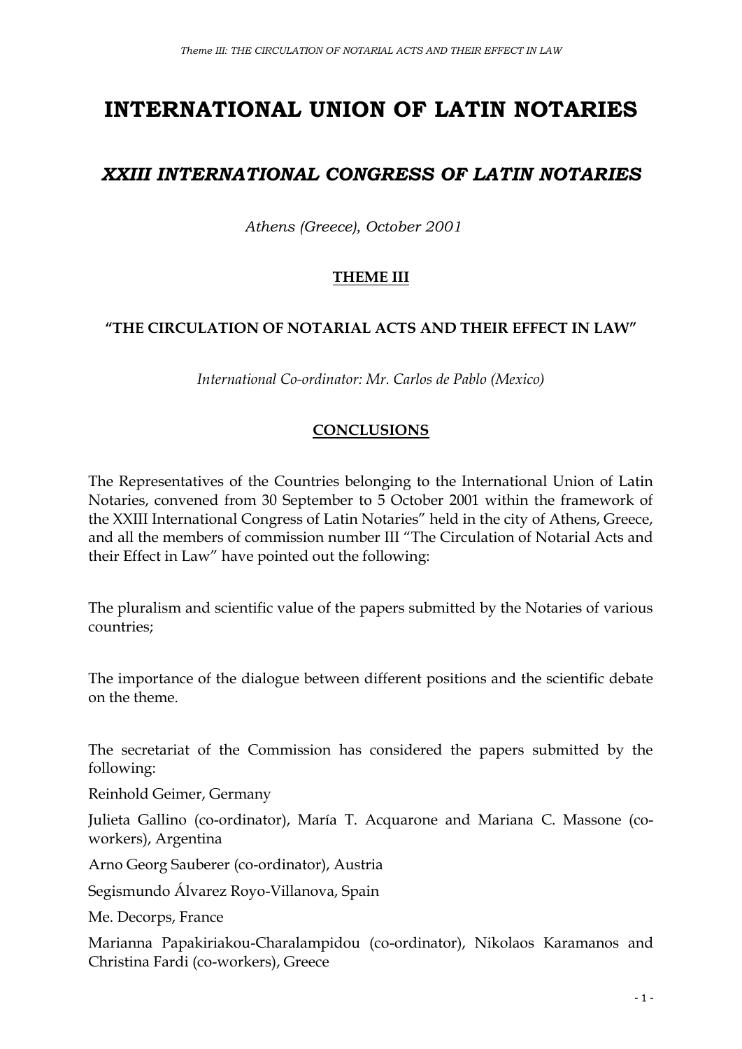# INTERNATIONAL UNION OF LATIN NOTARIES

## *XXIII INTERNATIONAL CONGRESS OF LATIN NOTARIES*

*Athens (Greece), October 2001*

**THEME III**

**"THE CIRCULATION OF NOTARIAL ACTS AND THEIR EFFECT IN LAW"**

*International Co-ordinator: Mr. Carlos de Pablo (Mexico)*

**CONCLUSIONS**

The Representatives of the Countries belonging to the International Union of Latin Notaries, convened from 30 September to 5 October 2001 within the framework of the XXIII International Congress of Latin Notaries" held in the city of Athens, Greece, and all the members of commission number III "The Circulation of Notarial Acts and their Effect in Law" have pointed out the following:

The pluralism and scientific value of the papers submitted by the Notaries of various countries;

The importance of the dialogue between different positions and the scientific debate on the theme.

The secretariat of the Commission has considered the papers submitted by the following:

Reinhold Geimer, Germany

Julieta Gallino (co-ordinator), María T. Acquarone and Mariana C. Massone (co-workers), Argentina

Arno Georg Sauberer (co-ordinator), Austria

Segismundo Álvarez Royo-Villanova, Spain

Me. Decorps, France

Marianna Papakiriakou-Charalampidou (co-ordinator), Nikolaos Karamanos and Christina Fardi (co-workers), Greece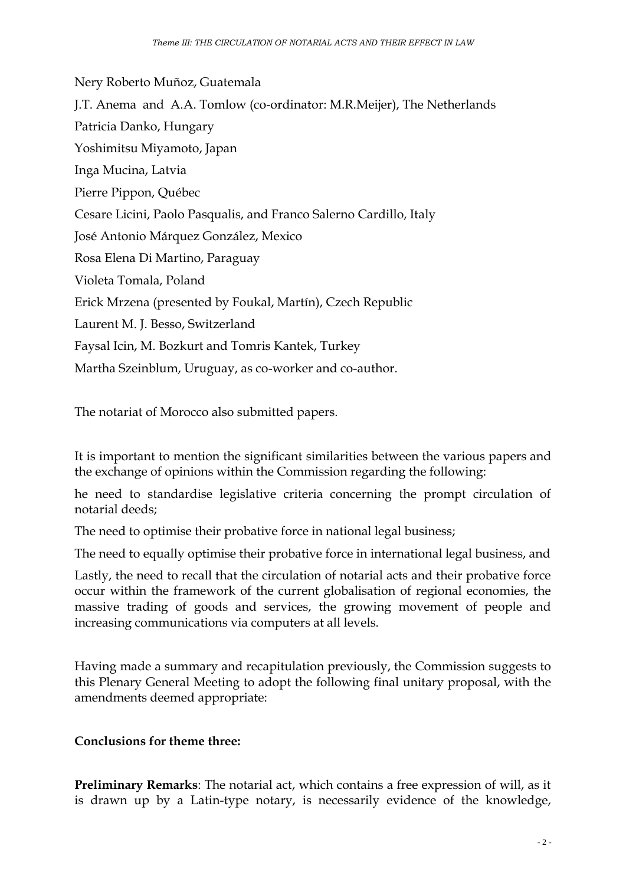Nery Roberto Muñoz, Guatemala

J.T. Anema and A.A. Tomlow (co-ordinator: M.R.Meijer), The Netherlands

Patricia Danko, Hungary

Yoshimitsu Miyamoto, Japan

Inga Mucina, Latvia

Pierre Pippon, Québec

Cesare Licini, Paolo Pasqualis, and Franco Salerno Cardillo, Italy

José Antonio Márquez González, Mexico

Rosa Elena Di Martino, Paraguay

Violeta Tomala, Poland

Erick Mrzena (presented by Foukal, Martín), Czech Republic

Laurent M. J. Besso, Switzerland

Faysal Icin, M. Bozkurt and Tomris Kantek, Turkey

Martha Szeinblum, Uruguay, as co-worker and co-author.

The notariat of Morocco also submitted papers.

It is important to mention the significant similarities between the various papers and the exchange of opinions within the Commission regarding the following:

he need to standardise legislative criteria concerning the prompt circulation of notarial deeds;

The need to optimise their probative force in national legal business;

The need to equally optimise their probative force in international legal business, and

Lastly, the need to recall that the circulation of notarial acts and their probative force occur within the framework of the current globalisation of regional economies, the massive trading of goods and services, the growing movement of people and increasing communications via computers at all levels.

Having made a summary and recapitulation previously, the Commission suggests to this Plenary General Meeting to adopt the following final unitary proposal, with the amendments deemed appropriate:

**Conclusions for theme three:**

**Preliminary Remarks**: The notarial act, which contains a free expression of will, as it is drawn up by a Latin-type notary, is necessarily evidence of the knowledge,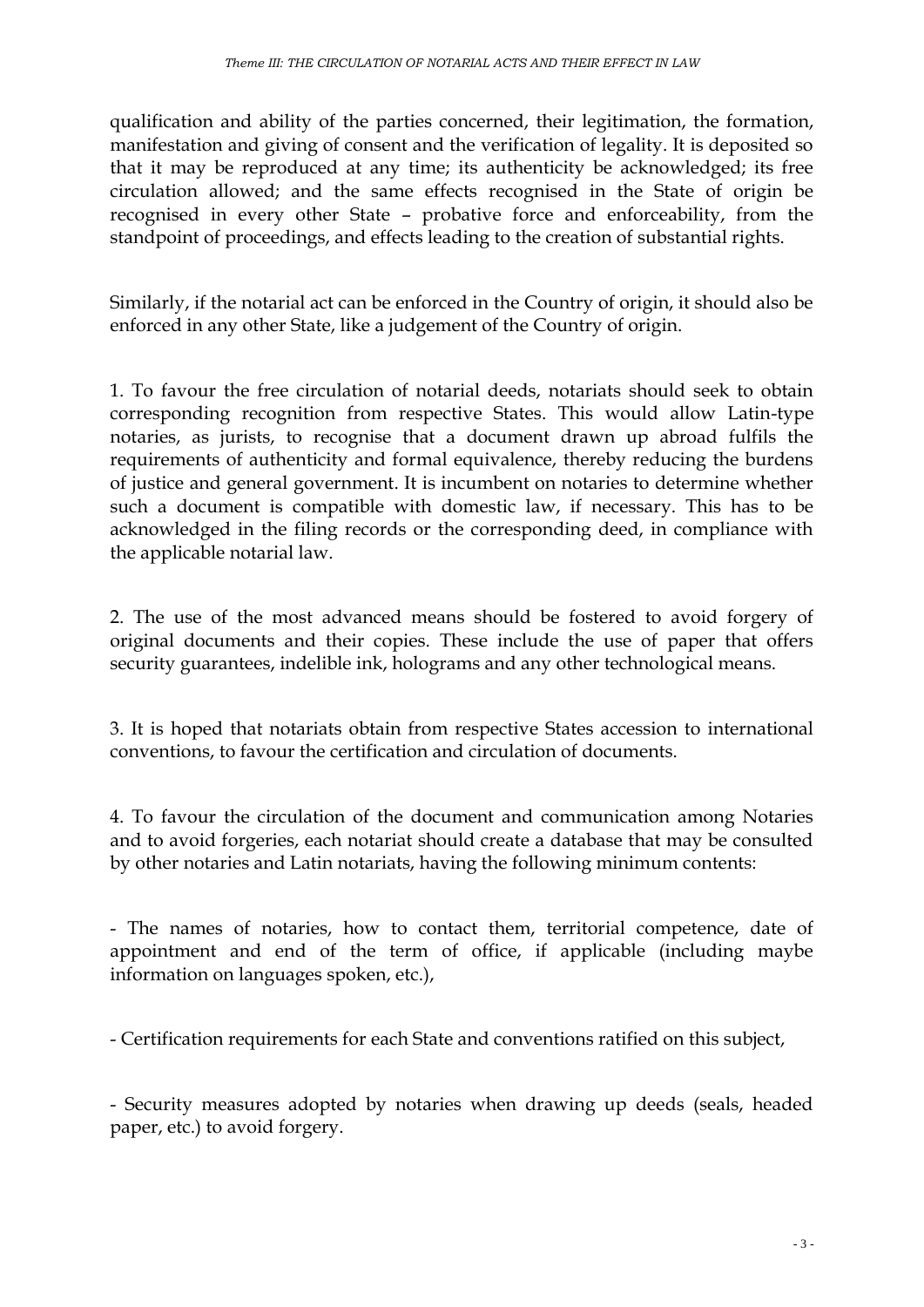qualification and ability of the parties concerned, their legitimation, the formation, manifestation and giving of consent and the verification of legality. It is deposited so that it may be reproduced at any time; its authenticity be acknowledged; its free circulation allowed; and the same effects recognised in the State of origin be recognised in every other State – probative force and enforceability, from the standpoint of proceedings, and effects leading to the creation of substantial rights.

Similarly, if the notarial act can be enforced in the Country of origin, it should also be enforced in any other State, like a judgement of the Country of origin.

1. To favour the free circulation of notarial deeds, notariats should seek to obtain corresponding recognition from respective States. This would allow Latin-type notaries, as jurists, to recognise that a document drawn up abroad fulfils the requirements of authenticity and formal equivalence, thereby reducing the burdens of justice and general government. It is incumbent on notaries to determine whether such a document is compatible with domestic law, if necessary. This has to be acknowledged in the filing records or the corresponding deed, in compliance with the applicable notarial law.

2. The use of the most advanced means should be fostered to avoid forgery of original documents and their copies. These include the use of paper that offers security guarantees, indelible ink, holograms and any other technological means.

3. It is hoped that notariats obtain from respective States accession to international conventions, to favour the certification and circulation of documents.

4. To favour the circulation of the document and communication among Notaries and to avoid forgeries, each notariat should create a database that may be consulted by other notaries and Latin notariats, having the following minimum contents:

- The names of notaries, how to contact them, territorial competence, date of appointment and end of the term of office, if applicable (including maybe information on languages spoken, etc.),

- Certification requirements for each State and conventions ratified on this subject,

- Security measures adopted by notaries when drawing up deeds (seals, headed paper, etc.) to avoid forgery.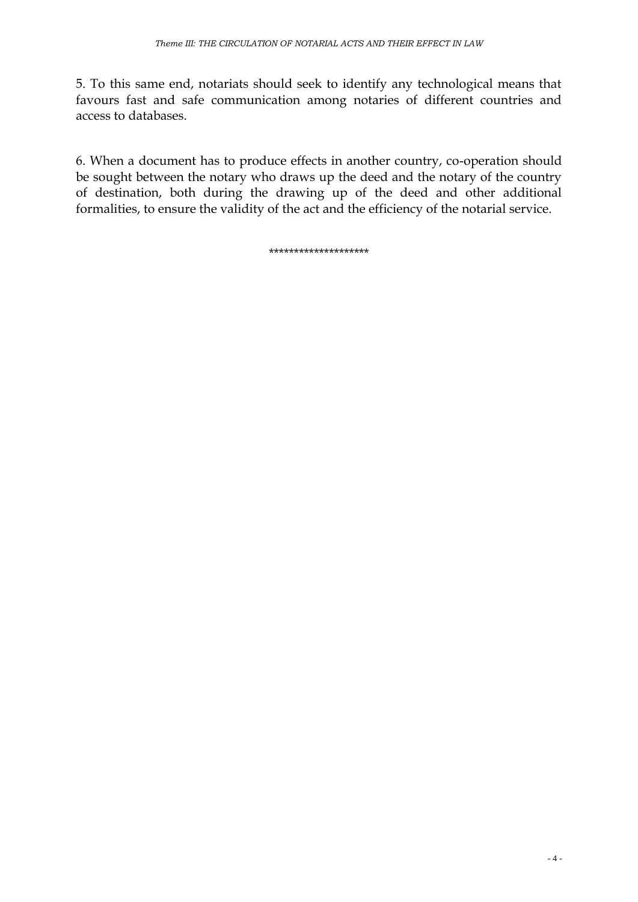5. To this same end, notariats should seek to identify any technological means that favours fast and safe communication among notaries of different countries and access to databases.

6. When a document has to produce effects in another country, co-operation should be sought between the notary who draws up the deed and the notary of the country of destination, both during the drawing up of the deed and other additional formalities, to ensure the validity of the act and the efficiency of the notarial service.

*******************